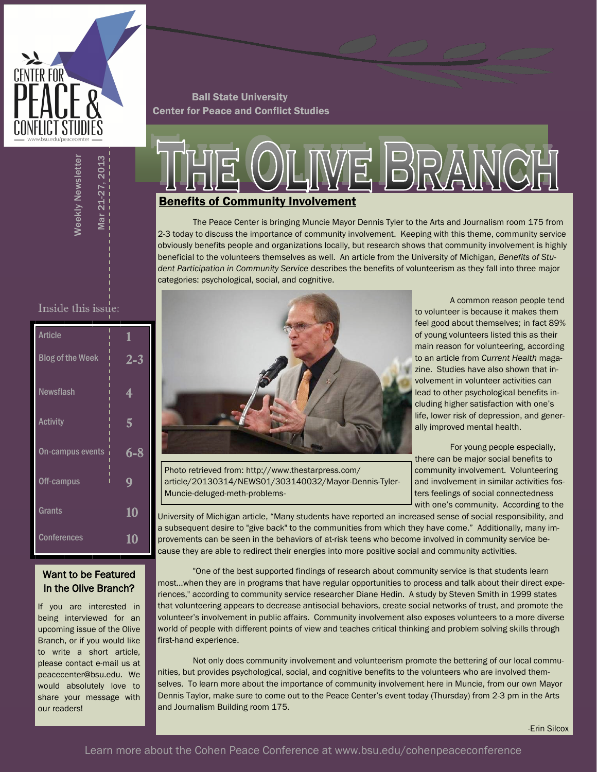CENTER FOR PEACE & CONFLICT STUDIES

www.bsu.edu/peacecenter

Ball State University
Center for Peace and Conflict Studies

# The Olive Branch

Weekly Newsletter

Mar 21-27, 2013

Inside this issue:

| Article | 1 |
|---|---|
| Blog of the Week | 2-3 |
| Newsflash | 4 |
| Activity | 5 |
| On-campus events | 6-8 |
| Off-campus | 9 |
| Grants | 10 |
| Conferences | 10 |

### Want to be Featured in the Olive Branch?

If you are interested in being interviewed for an upcoming issue of the Olive Branch, or if you would like to write a short article, please contact e-mail us at peacecenter@bsu.edu. We would absolutely love to share your message with our readers!

## Benefits of Community Involvement

The Peace Center is bringing Muncie Mayor Dennis Tyler to the Arts and Journalism room 175 from 2-3 today to discuss the importance of community involvement. Keeping with this theme, community service obviously benefits people and organizations locally, but research shows that community involvement is highly beneficial to the volunteers themselves as well. An article from the University of Michigan, *Benefits of Student Participation in Community Service* describes the benefits of volunteerism as they fall into three major categories: psychological, social, and cognitive.

Photo retrieved from: http://www.thestarpress.com/article/20130314/NEWS01/303140032/Mayor-Dennis-Tyler-Muncie-deluged-meth-problems-

A common reason people tend to volunteer is because it makes them feel good about themselves; in fact 89% of young volunteers listed this as their main reason for volunteering, according to an article from *Current Health* magazine. Studies have also shown that involvement in volunteer activities can lead to other psychological benefits including higher satisfaction with one's life, lower risk of depression, and generally improved mental health.

For young people especially, there can be major social benefits to community involvement. Volunteering and involvement in similar activities fosters feelings of social connectedness with one's community. According to the University of Michigan article, "Many students have reported an increased sense of social responsibility, and a subsequent desire to "give back" to the communities from which they have come." Additionally, many improvements can be seen in the behaviors of at-risk teens who become involved in community service because they are able to redirect their energies into more positive social and community activities.

"One of the best supported findings of research about community service is that students learn most…when they are in programs that have regular opportunities to process and talk about their direct experiences," according to community service researcher Diane Hedin. A study by Steven Smith in 1999 states that volunteering appears to decrease antisocial behaviors, create social networks of trust, and promote the volunteer's involvement in public affairs. Community involvement also exposes volunteers to a more diverse world of people with different points of view and teaches critical thinking and problem solving skills through first-hand experience.

Not only does community involvement and volunteerism promote the bettering of our local communities, but provides psychological, social, and cognitive benefits to the volunteers who are involved themselves. To learn more about the importance of community involvement here in Muncie, from our own Mayor Dennis Taylor, make sure to come out to the Peace Center's event today (Thursday) from 2-3 pm in the Arts and Journalism Building room 175.

-Erin Silcox

Learn more about the Cohen Peace Conference at www.bsu.edu/cohenpeaceconference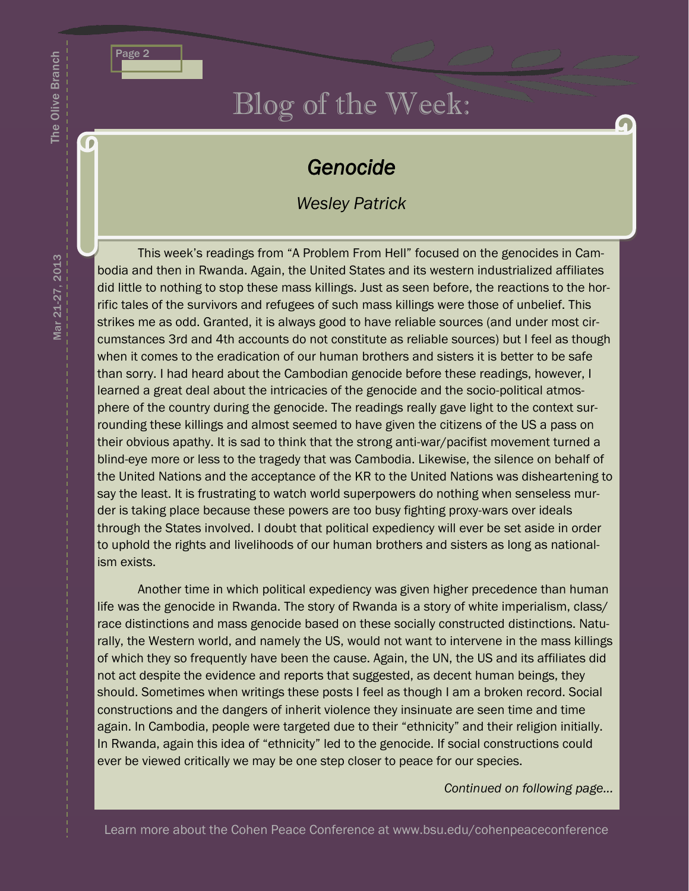# Blog of the Week:

## *Genocide*

*Wesley Patrick*

This week's readings from "A Problem From Hell" focused on the genocides in Cambodia and then in Rwanda. Again, the United States and its western industrialized affiliates did little to nothing to stop these mass killings. Just as seen before, the reactions to the horrific tales of the survivors and refugees of such mass killings were those of unbelief. This strikes me as odd. Granted, it is always good to have reliable sources (and under most circumstances 3rd and 4th accounts do not constitute as reliable sources) but I feel as though when it comes to the eradication of our human brothers and sisters it is better to be safe than sorry. I had heard about the Cambodian genocide before these readings, however, I learned a great deal about the intricacies of the genocide and the socio-political atmosphere of the country during the genocide. The readings really gave light to the context surrounding these killings and almost seemed to have given the citizens of the US a pass on their obvious apathy. It is sad to think that the strong anti-war/pacifist movement turned a blind-eye more or less to the tragedy that was Cambodia. Likewise, the silence on behalf of the United Nations and the acceptance of the KR to the United Nations was disheartening to say the least. It is frustrating to watch world superpowers do nothing when senseless murder is taking place because these powers are too busy fighting proxy-wars over ideals through the States involved. I doubt that political expediency will ever be set aside in order to uphold the rights and livelihoods of our human brothers and sisters as long as nationalism exists.

Another time in which political expediency was given higher precedence than human life was the genocide in Rwanda. The story of Rwanda is a story of white imperialism, class/race distinctions and mass genocide based on these socially constructed distinctions. Naturally, the Western world, and namely the US, would not want to intervene in the mass killings of which they so frequently have been the cause. Again, the UN, the US and its affiliates did not act despite the evidence and reports that suggested, as decent human beings, they should. Sometimes when writings these posts I feel as though I am a broken record. Social constructions and the dangers of inherit violence they insinuate are seen time and time again. In Cambodia, people were targeted due to their "ethnicity" and their religion initially. In Rwanda, again this idea of "ethnicity" led to the genocide. If social constructions could ever be viewed critically we may be one step closer to peace for our species.

*Continued on following page...*

Learn more about the Cohen Peace Conference at www.bsu.edu/cohenpeaceconference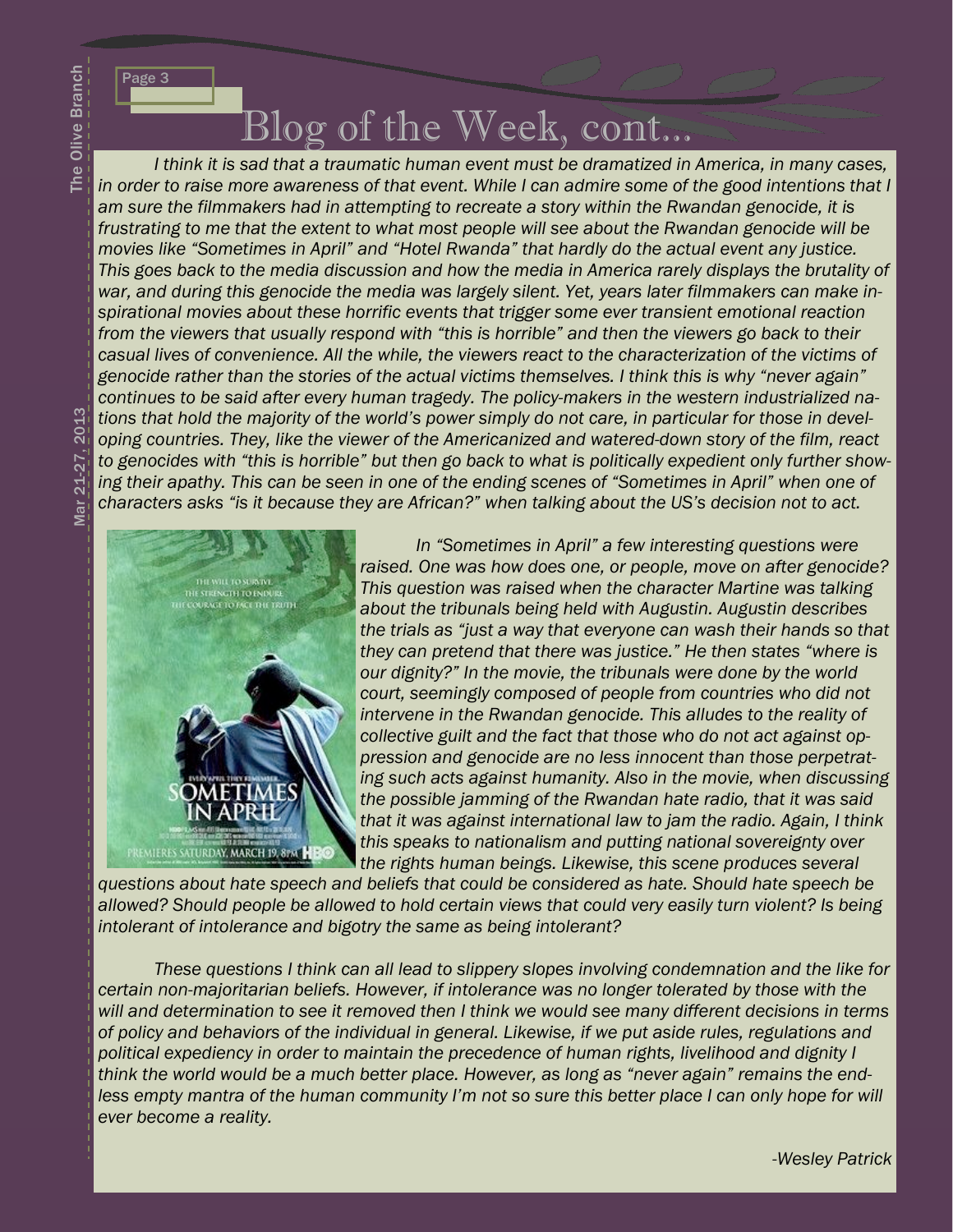# Blog of the Week, cont…

*I think it is sad that a traumatic human event must be dramatized in America, in many cases, in order to raise more awareness of that event. While I can admire some of the good intentions that I am sure the filmmakers had in attempting to recreate a story within the Rwandan genocide, it is frustrating to me that the extent to what most people will see about the Rwandan genocide will be movies like "Sometimes in April" and "Hotel Rwanda" that hardly do the actual event any justice. This goes back to the media discussion and how the media in America rarely displays the brutality of war, and during this genocide the media was largely silent. Yet, years later filmmakers can make inspirational movies about these horrific events that trigger some ever transient emotional reaction from the viewers that usually respond with "this is horrible" and then the viewers go back to their casual lives of convenience. All the while, the viewers react to the characterization of the victims of genocide rather than the stories of the actual victims themselves. I think this is why "never again" continues to be said after every human tragedy. The policy-makers in the western industrialized nations that hold the majority of the world's power simply do not care, in particular for those in developing countries. They, like the viewer of the Americanized and watered-down story of the film, react to genocides with "this is horrible" but then go back to what is politically expedient only further showing their apathy. This can be seen in one of the ending scenes of "Sometimes in April" when one of characters asks "is it because they are African?" when talking about the US's decision not to act.*

*In "Sometimes in April" a few interesting questions were raised. One was how does one, or people, move on after genocide? This question was raised when the character Martine was talking about the tribunals being held with Augustin. Augustin describes the trials as "just a way that everyone can wash their hands so that they can pretend that there was justice." He then states "where is our dignity?" In the movie, the tribunals were done by the world court, seemingly composed of people from countries who did not intervene in the Rwandan genocide. This alludes to the reality of collective guilt and the fact that those who do not act against oppression and genocide are no less innocent than those perpetrating such acts against humanity. Also in the movie, when discussing the possible jamming of the Rwandan hate radio, that it was said that it was against international law to jam the radio. Again, I think this speaks to nationalism and putting national sovereignty over the rights human beings. Likewise, this scene produces several questions about hate speech and beliefs that could be considered as hate. Should hate speech be allowed? Should people be allowed to hold certain views that could very easily turn violent? Is being intolerant of intolerance and bigotry the same as being intolerant?*

*These questions I think can all lead to slippery slopes involving condemnation and the like for certain non-majoritarian beliefs. However, if intolerance was no longer tolerated by those with the will and determination to see it removed then I think we would see many different decisions in terms of policy and behaviors of the individual in general. Likewise, if we put aside rules, regulations and political expediency in order to maintain the precedence of human rights, livelihood and dignity I think the world would be a much better place. However, as long as "never again" remains the endless empty mantra of the human community I'm not so sure this better place I can only hope for will ever become a reality.*

*-Wesley Patrick*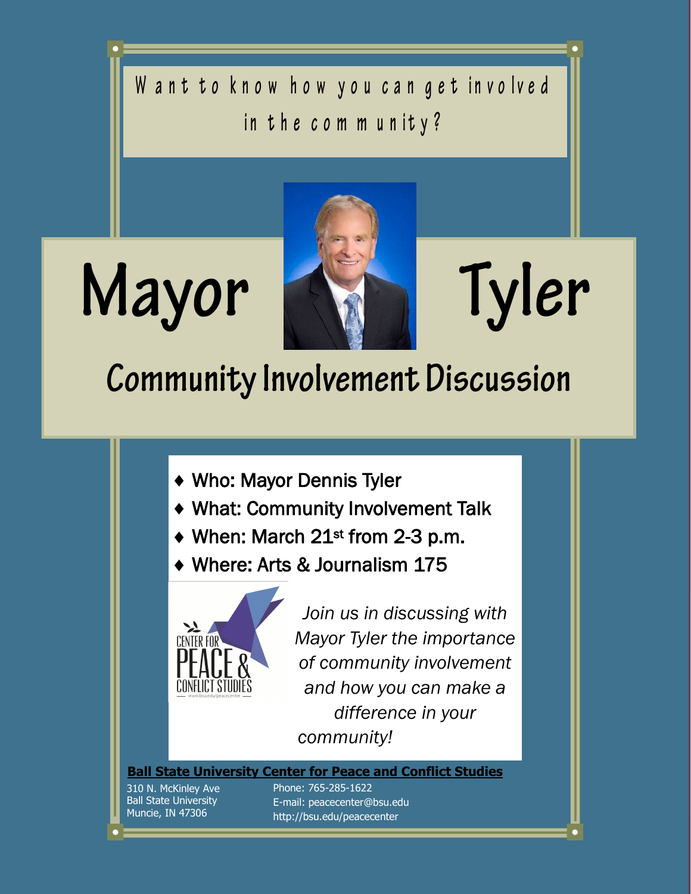Want to know how you can get involved in the community?

# Mayor Tyler

## Community Involvement Discussion

- Who: Mayor Dennis Tyler
- What: Community Involvement Talk
- When: March 21st from 2-3 p.m.
- Where: Arts & Journalism 175

CENTER FOR PEACE & CONFLICT STUDIES

www.bsu.edu/peacecenter

*Join us in discussing with Mayor Tyler the importance of community involvement and how you can make a difference in your community!*

**Ball State University Center for Peace and Conflict Studies**

310 N. McKinley Ave
Ball State University
Muncie, IN 47306

Phone: 765-285-1622
E-mail: peacecenter@bsu.edu
http://bsu.edu/peacecenter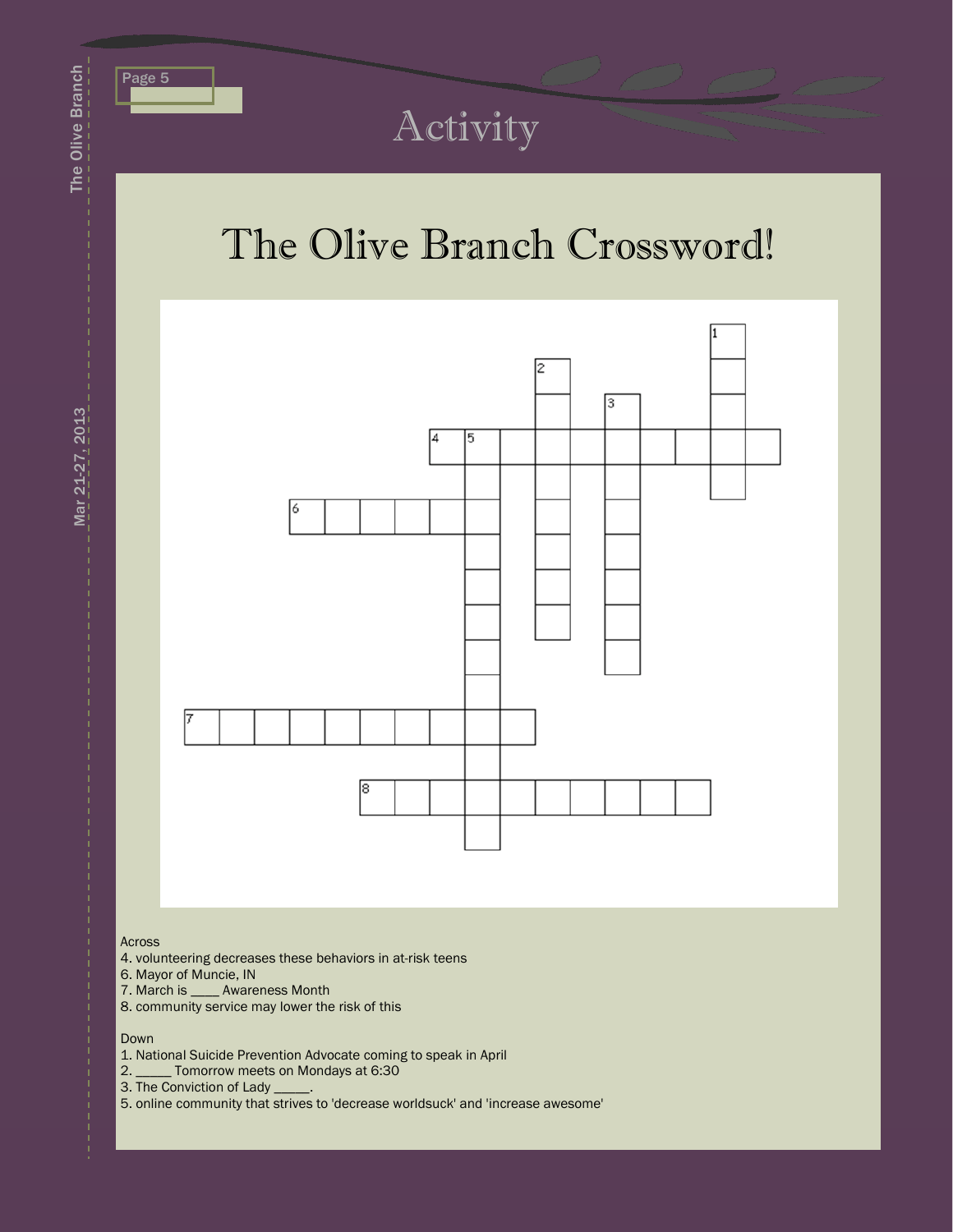# Activity

## The Olive Branch Crossword!

Across

4. volunteering decreases these behaviors in at-risk teens
6. Mayor of Muncie, IN
7. March is ____ Awareness Month
8. community service may lower the risk of this

Down

1. National Suicide Prevention Advocate coming to speak in April
2. _____ Tomorrow meets on Mondays at 6:30
3. The Conviction of Lady _____.
5. online community that strives to 'decrease worldsuck' and 'increase awesome'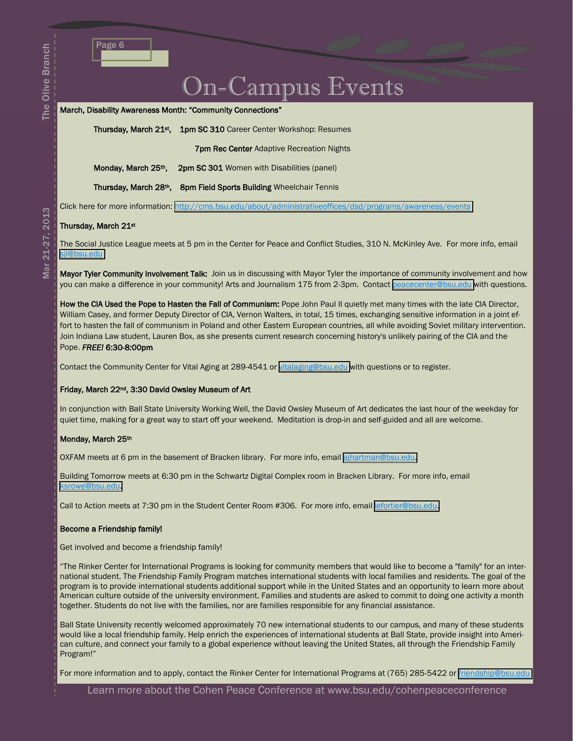# On-Campus Events

**March, Disability Awareness Month: "Community Connections"**

**Thursday, March 21st, 1pm SC 310** Career Center Workshop: Resumes

**7pm Rec Center** Adaptive Recreation Nights

**Monday, March 25th, 2pm SC 301** Women with Disabilities (panel)

**Thursday, March 28th, 8pm Field Sports Building** Wheelchair Tennis

Click here for more information: http://cms.bsu.edu/about/administrativeoffices/dsd/programs/awareness/events

**Thursday, March 21st**

The Social Justice League meets at 5 pm in the Center for Peace and Conflict Studies, 310 N. McKinley Ave. For more info, email sjl@bsu.edu

**Mayor Tyler Community Involvement Talk:** Join us in discussing with Mayor Tyler the importance of community involvement and how you can make a difference in your community! Arts and Journalism 175 from 2-3pm. Contact peacecenter@bsu.edu with questions.

**How the CIA Used the Pope to Hasten the Fall of Communism:** Pope John Paul II quietly met many times with the late CIA Director, William Casey, and former Deputy Director of CIA, Vernon Walters, in total, 15 times, exchanging sensitive information in a joint effort to hasten the fall of communism in Poland and other Eastern European countries, all while avoiding Soviet military intervention. Join Indiana Law student, Lauren Box, as she presents current research concerning history's unlikely pairing of the CIA and the Pope. ***FREE!*** **6:30-8:00pm**

Contact the Community Center for Vital Aging at 289-4541 or vitalaging@bsu.edu with questions or to register.

**Friday, March 22nd, 3:30 David Owsley Museum of Art**

In conjunction with Ball State University Working Well, the David Owsley Museum of Art dedicates the last hour of the weekday for quiet time, making for a great way to start off your weekend. Meditation is drop-in and self-guided and all are welcome.

**Monday, March 25th**

OXFAM meets at 6 pm in the basement of Bracken library. For more info, email ajhartman@bsu.edu.

Building Tomorrow meets at 6:30 pm in the Schwartz Digital Complex room in Bracken Library. For more info, email ksrowe@bsu.edu.

Call to Action meets at 7:30 pm in the Student Center Room #306. For more info, email lefortier@bsu.edu.

**Become a Friendship family!**

Get involved and become a friendship family!

"The Rinker Center for International Programs is looking for community members that would like to become a "family" for an international student. The Friendship Family Program matches international students with local families and residents. The goal of the program is to provide international students additional support while in the United States and an opportunity to learn more about American culture outside of the university environment. Families and students are asked to commit to doing one activity a month together. Students do not live with the families, nor are families responsible for any financial assistance.

Ball State University recently welcomed approximately 70 new international students to our campus, and many of these students would like a local friendship family. Help enrich the experiences of international students at Ball State, provide insight into American culture, and connect your family to a global experience without leaving the United States, all through the Friendship Family Program!"

For more information and to apply, contact the Rinker Center for International Programs at (765) 285-5422 or friendship@bsu.edu

Learn more about the Cohen Peace Conference at www.bsu.edu/cohenpeaceconference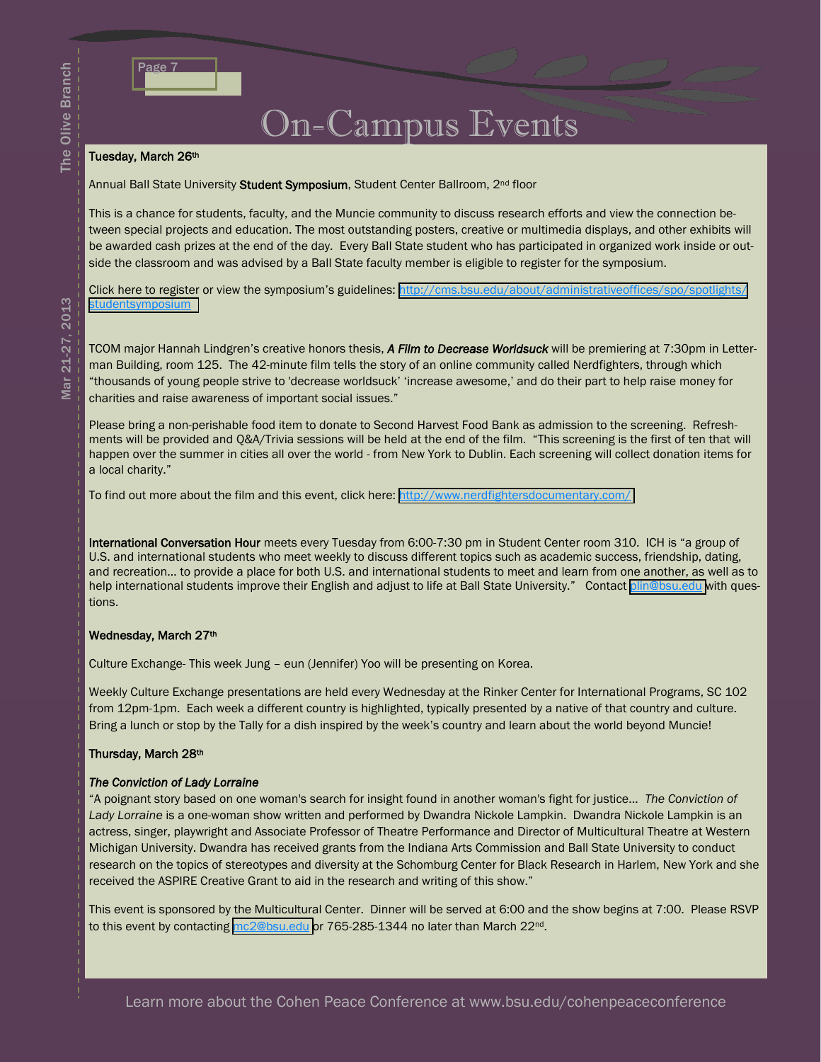# On-Campus Events

**Tuesday, March 26th**

Annual Ball State University **Student Symposium**, Student Center Ballroom, 2nd floor

This is a chance for students, faculty, and the Muncie community to discuss research efforts and view the connection between special projects and education. The most outstanding posters, creative or multimedia displays, and other exhibits will be awarded cash prizes at the end of the day. Every Ball State student who has participated in organized work inside or outside the classroom and was advised by a Ball State faculty member is eligible to register for the symposium.

Click here to register or view the symposium's guidelines: http://cms.bsu.edu/about/administrativeoffices/spo/spotlights/studentsymposium

TCOM major Hannah Lindgren's creative honors thesis, ***A Film to Decrease Worldsuck*** will be premiering at 7:30pm in Letterman Building, room 125. The 42-minute film tells the story of an online community called Nerdfighters, through which "thousands of young people strive to 'decrease worldsuck' 'increase awesome,' and do their part to help raise money for charities and raise awareness of important social issues."

Please bring a non-perishable food item to donate to Second Harvest Food Bank as admission to the screening. Refreshments will be provided and Q&A/Trivia sessions will be held at the end of the film. "This screening is the first of ten that will happen over the summer in cities all over the world - from New York to Dublin. Each screening will collect donation items for a local charity."

To find out more about the film and this event, click here: http://www.nerdfightersdocumentary.com/

**International Conversation Hour** meets every Tuesday from 6:00-7:30 pm in Student Center room 310. ICH is "a group of U.S. and international students who meet weekly to discuss different topics such as academic success, friendship, dating, and recreation… to provide a place for both U.S. and international students to meet and learn from one another, as well as to help international students improve their English and adjust to life at Ball State University." Contact plin@bsu.edu with questions.

**Wednesday, March 27th**

Culture Exchange- This week Jung – eun (Jennifer) Yoo will be presenting on Korea.

Weekly Culture Exchange presentations are held every Wednesday at the Rinker Center for International Programs, SC 102 from 12pm-1pm. Each week a different country is highlighted, typically presented by a native of that country and culture. Bring a lunch or stop by the Tally for a dish inspired by the week's country and learn about the world beyond Muncie!

**Thursday, March 28th**

***The Conviction of Lady Lorraine***

"A poignant story based on one woman's search for insight found in another woman's fight for justice… *The Conviction of Lady Lorraine* is a one-woman show written and performed by Dwandra Nickole Lampkin. Dwandra Nickole Lampkin is an actress, singer, playwright and Associate Professor of Theatre Performance and Director of Multicultural Theatre at Western Michigan University. Dwandra has received grants from the Indiana Arts Commission and Ball State University to conduct research on the topics of stereotypes and diversity at the Schomburg Center for Black Research in Harlem, New York and she received the ASPIRE Creative Grant to aid in the research and writing of this show."

This event is sponsored by the Multicultural Center. Dinner will be served at 6:00 and the show begins at 7:00. Please RSVP to this event by contacting mc2@bsu.edu or 765-285-1344 no later than March 22nd.

Learn more about the Cohen Peace Conference at www.bsu.edu/cohenpeaceconference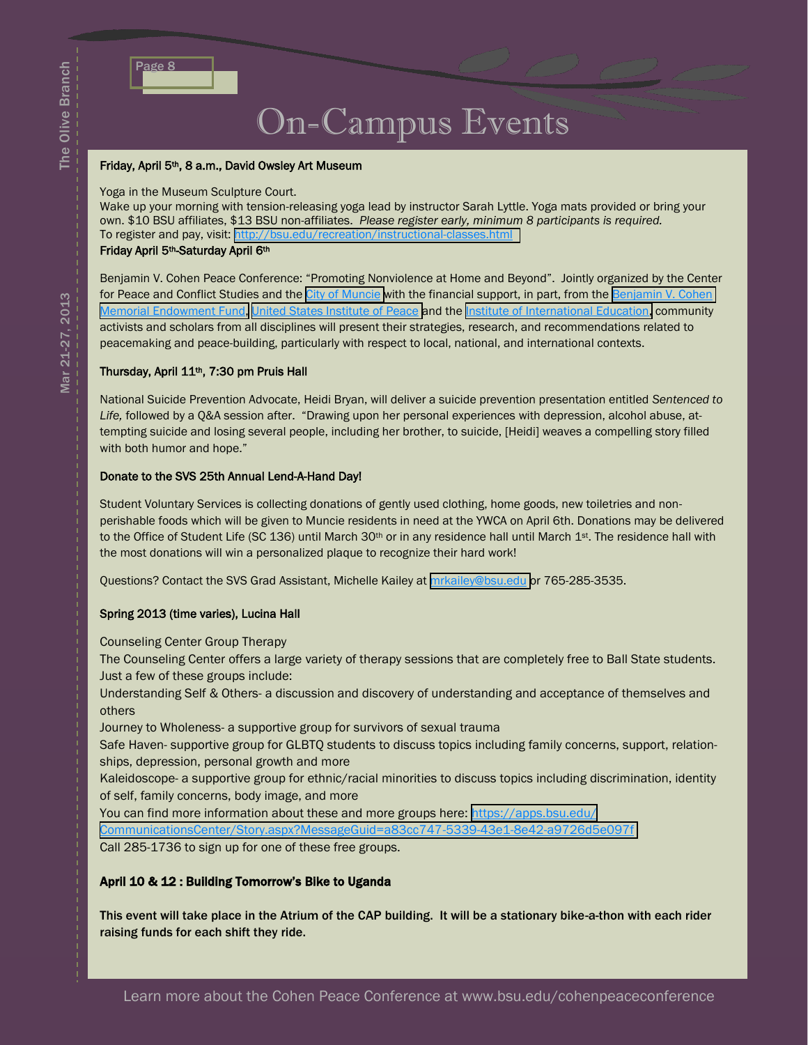# On-Campus Events

**Friday, April 5th, 8 a.m., David Owsley Art Museum**

Yoga in the Museum Sculpture Court.
Wake up your morning with tension-releasing yoga lead by instructor Sarah Lyttle. Yoga mats provided or bring your own. $10 BSU affiliates, $13 BSU non-affiliates. *Please register early, minimum 8 participants is required.*
To register and pay, visit: http://bsu.edu/recreation/instructional-classes.html

**Friday April 5th-Saturday April 6th**

Benjamin V. Cohen Peace Conference: "Promoting Nonviolence at Home and Beyond". Jointly organized by the Center for Peace and Conflict Studies and the City of Muncie with the financial support, in part, from the Benjamin V. Cohen Memorial Endowment Fund, United States Institute of Peace and the Institute of International Education, community activists and scholars from all disciplines will present their strategies, research, and recommendations related to peacemaking and peace-building, particularly with respect to local, national, and international contexts.

**Thursday, April 11th, 7:30 pm Pruis Hall**

National Suicide Prevention Advocate, Heidi Bryan, will deliver a suicide prevention presentation entitled *Sentenced to Life,* followed by a Q&A session after. "Drawing upon her personal experiences with depression, alcohol abuse, attempting suicide and losing several people, including her brother, to suicide, [Heidi] weaves a compelling story filled with both humor and hope."

**Donate to the SVS 25th Annual Lend-A-Hand Day!**

Student Voluntary Services is collecting donations of gently used clothing, home goods, new toiletries and non-perishable foods which will be given to Muncie residents in need at the YWCA on April 6th. Donations may be delivered to the Office of Student Life (SC 136) until March 30th or in any residence hall until March 1st. The residence hall with the most donations will win a personalized plaque to recognize their hard work!

Questions? Contact the SVS Grad Assistant, Michelle Kailey at mrkailey@bsu.edu or 765-285-3535.

**Spring 2013 (time varies), Lucina Hall**

Counseling Center Group Therapy
The Counseling Center offers a large variety of therapy sessions that are completely free to Ball State students. Just a few of these groups include:
Understanding Self & Others- a discussion and discovery of understanding and acceptance of themselves and others
Journey to Wholeness- a supportive group for survivors of sexual trauma
Safe Haven- supportive group for GLBTQ students to discuss topics including family concerns, support, relationships, depression, personal growth and more
Kaleidoscope- a supportive group for ethnic/racial minorities to discuss topics including discrimination, identity of self, family concerns, body image, and more
You can find more information about these and more groups here: https://apps.bsu.edu/CommunicationsCenter/Story.aspx?MessageGuid=a83cc747-5339-43e1-8e42-a9726d5e097f
Call 285-1736 to sign up for one of these free groups.

**April 10 & 12 : Building Tomorrow's Bike to Uganda**

**This event will take place in the Atrium of the CAP building. It will be a stationary bike-a-thon with each rider raising funds for each shift they ride.**

Learn more about the Cohen Peace Conference at www.bsu.edu/cohenpeaceconference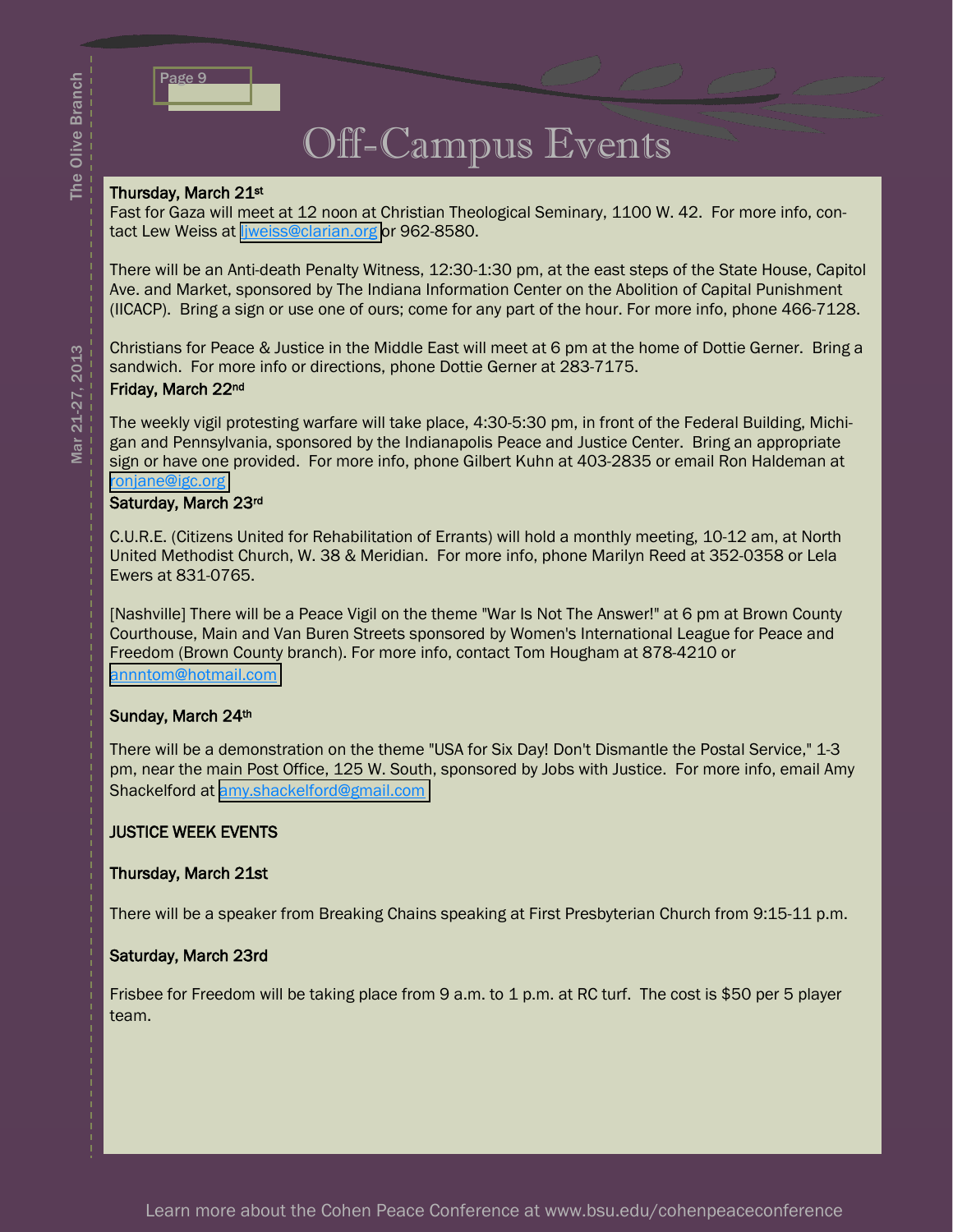# Off-Campus Events

**Thursday, March 21st**

Fast for Gaza will meet at 12 noon at Christian Theological Seminary, 1100 W. 42. For more info, contact Lew Weiss at ljweiss@clarian.org or 962-8580.

There will be an Anti-death Penalty Witness, 12:30-1:30 pm, at the east steps of the State House, Capitol Ave. and Market, sponsored by The Indiana Information Center on the Abolition of Capital Punishment (IICACP). Bring a sign or use one of ours; come for any part of the hour. For more info, phone 466-7128.

Christians for Peace & Justice in the Middle East will meet at 6 pm at the home of Dottie Gerner. Bring a sandwich. For more info or directions, phone Dottie Gerner at 283-7175.

**Friday, March 22nd**

The weekly vigil protesting warfare will take place, 4:30-5:30 pm, in front of the Federal Building, Michigan and Pennsylvania, sponsored by the Indianapolis Peace and Justice Center. Bring an appropriate sign or have one provided. For more info, phone Gilbert Kuhn at 403-2835 or email Ron Haldeman at ronjane@igc.org

**Saturday, March 23rd**

C.U.R.E. (Citizens United for Rehabilitation of Errants) will hold a monthly meeting, 10-12 am, at North United Methodist Church, W. 38 & Meridian. For more info, phone Marilyn Reed at 352-0358 or Lela Ewers at 831-0765.

[Nashville] There will be a Peace Vigil on the theme "War Is Not The Answer!" at 6 pm at Brown County Courthouse, Main and Van Buren Streets sponsored by Women's International League for Peace and Freedom (Brown County branch). For more info, contact Tom Hougham at 878-4210 or annntom@hotmail.com

**Sunday, March 24th**

There will be a demonstration on the theme "USA for Six Day! Don't Dismantle the Postal Service," 1-3 pm, near the main Post Office, 125 W. South, sponsored by Jobs with Justice. For more info, email Amy Shackelford at amy.shackelford@gmail.com

**JUSTICE WEEK EVENTS**

**Thursday, March 21st**

There will be a speaker from Breaking Chains speaking at First Presbyterian Church from 9:15-11 p.m.

**Saturday, March 23rd**

Frisbee for Freedom will be taking place from 9 a.m. to 1 p.m. at RC turf. The cost is $50 per 5 player team.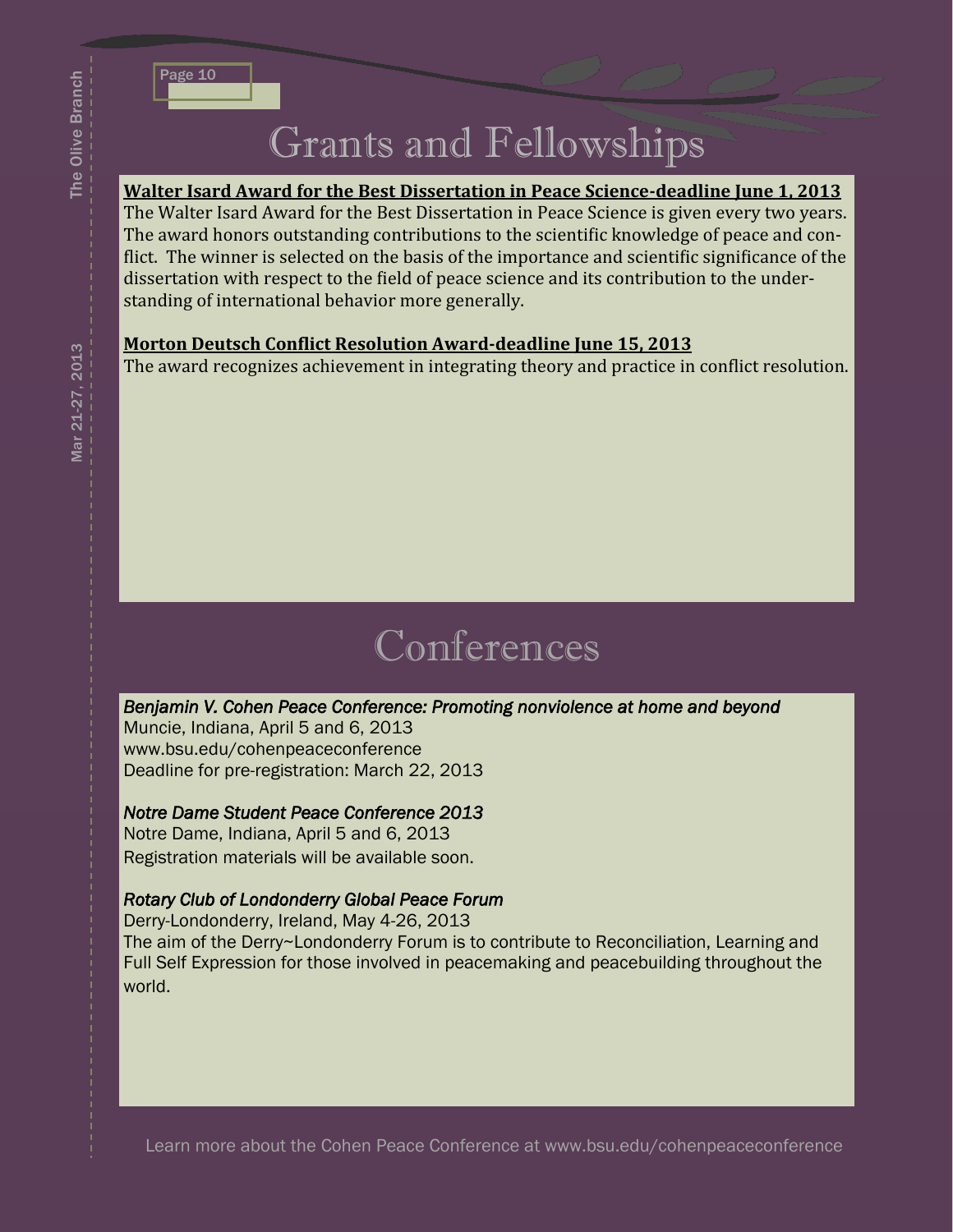# Grants and Fellowships

**Walter Isard Award for the Best Dissertation in Peace Science-deadline June 1, 2013**

The Walter Isard Award for the Best Dissertation in Peace Science is given every two years. The award honors outstanding contributions to the scientific knowledge of peace and conflict. The winner is selected on the basis of the importance and scientific significance of the dissertation with respect to the field of peace science and its contribution to the understanding of international behavior more generally.

**Morton Deutsch Conflict Resolution Award-deadline June 15, 2013**

The award recognizes achievement in integrating theory and practice in conflict resolution.

# Conferences

***Benjamin V. Cohen Peace Conference: Promoting nonviolence at home and beyond***

Muncie, Indiana, April 5 and 6, 2013
www.bsu.edu/cohenpeaceconference
Deadline for pre-registration: March 22, 2013

***Notre Dame Student Peace Conference 2013***

Notre Dame, Indiana, April 5 and 6, 2013
Registration materials will be available soon.

***Rotary Club of Londonderry Global Peace Forum***

Derry-Londonderry, Ireland, May 4-26, 2013
The aim of the Derry~Londonderry Forum is to contribute to Reconciliation, Learning and Full Self Expression for those involved in peacemaking and peacebuilding throughout the world.

Learn more about the Cohen Peace Conference at www.bsu.edu/cohenpeaceconference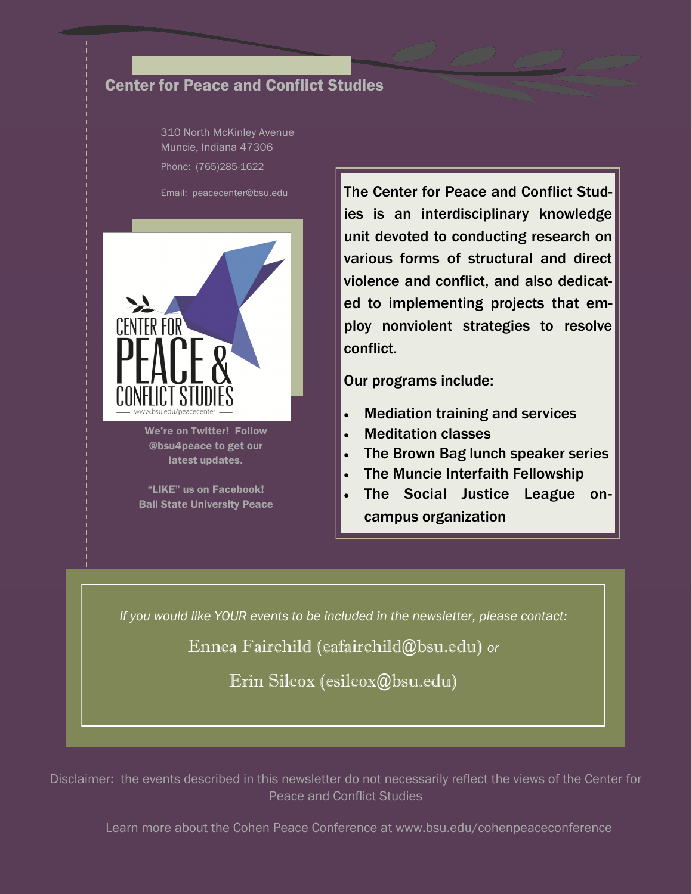## Center for Peace and Conflict Studies

310 North McKinley Avenue
Muncie, Indiana 47306

Phone: (765)285-1622

Email: peacecenter@bsu.edu

CENTER FOR PEACE & CONFLICT STUDIES
www.bsu.edu/peacecenter

**We're on Twitter! Follow @bsu4peace to get our latest updates.**

**"LIKE" us on Facebook! Ball State University Peace**

The Center for Peace and Conflict Studies is an interdisciplinary knowledge unit devoted to conducting research on various forms of structural and direct violence and conflict, and also dedicated to implementing projects that employ nonviolent strategies to resolve conflict.

Our programs include:

- Mediation training and services
- Meditation classes
- The Brown Bag lunch speaker series
- The Muncie Interfaith Fellowship
- The Social Justice League on-campus organization

*If you would like YOUR events to be included in the newsletter, please contact:*

Ennea Fairchild (eafairchild@bsu.edu) *or*

Erin Silcox (esilcox@bsu.edu)

Disclaimer: the events described in this newsletter do not necessarily reflect the views of the Center for Peace and Conflict Studies

Learn more about the Cohen Peace Conference at www.bsu.edu/cohenpeaceconference